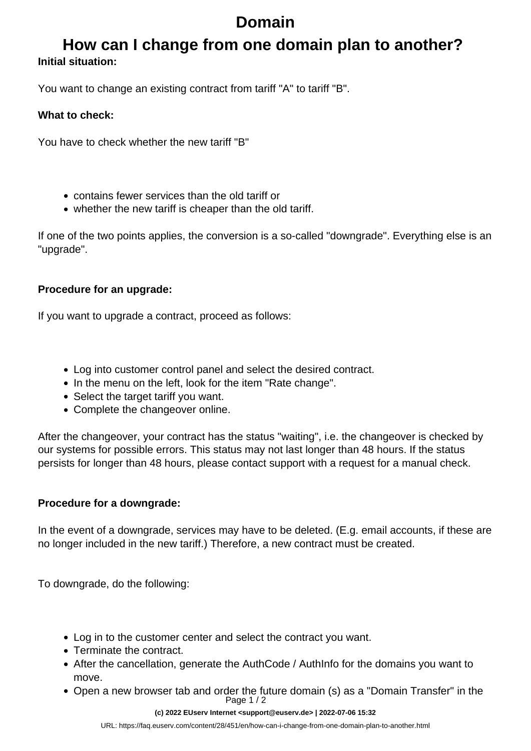# Domain

## How can I change from one domain plan to another?

**Initial situation:**

You want to change an existing contract from tariff "A" to tariff "B".

**What to check:**

You have to check whether the new tariff "B"

- contains fewer services than the old tariff or
- whether the new tariff is cheaper than the old tariff.

If one of the two points applies, the conversion is a so-called "downgrade". Everything else is an "upgrade".

**Procedure for an upgrade:**

If you want to upgrade a contract, proceed as follows:

- Log into customer control panel and select the desired contract.
- In the menu on the left, look for the item "Rate change".
- Select the target tariff you want.
- Complete the changeover online.

After the changeover, your contract has the status "waiting", i.e. the changeover is checked by our systems for possible errors. This status may not last longer than 48 hours. If the status persists for longer than 48 hours, please contact support with a request for a manual check.

**Procedure for a downgrade:**

In the event of a downgrade, services may have to be deleted. (E.g. email accounts, if these are no longer included in the new tariff.) Therefore, a new contract must be created.

To downgrade, do the following:

- Log in to the customer center and select the contract you want.
- Terminate the contract.
- After the cancellation, generate the AuthCode / AuthInfo for the domains you want to move.
- Open a new browser tab and order the future domain (s) as a "Domain Transfer" in the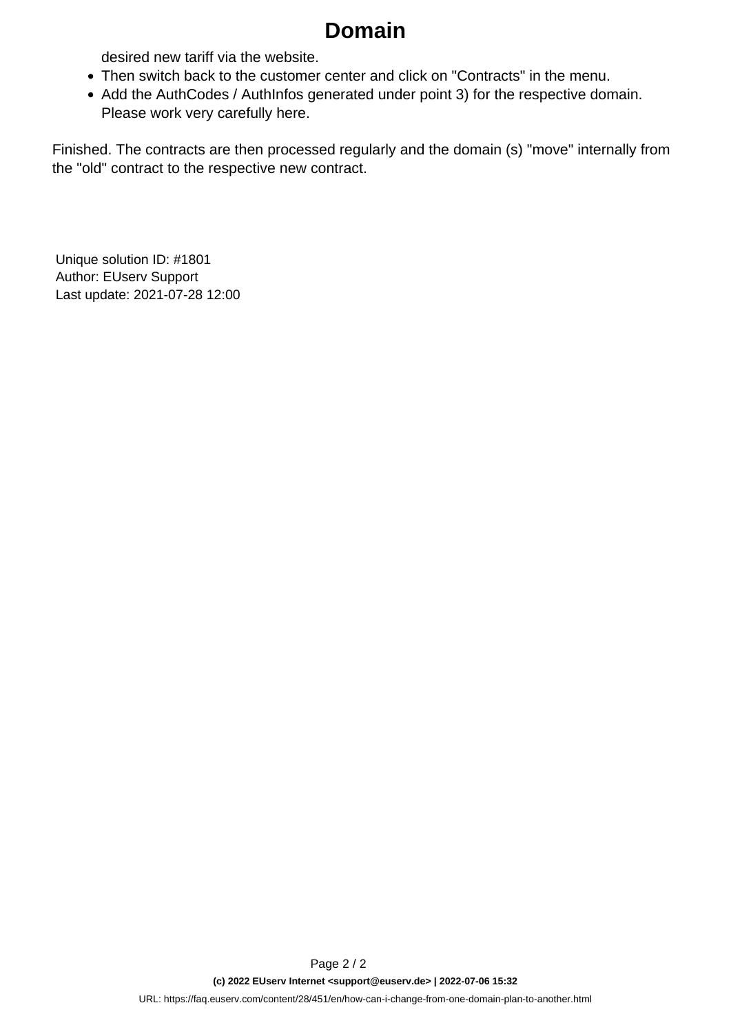desired new tariff via the website.
- Then switch back to the customer center and click on "Contracts" in the menu.
- Add the AuthCodes / AuthInfos generated under point 3) for the respective domain. Please work very carefully here.

Finished. The contracts are then processed regularly and the domain (s) "move" internally from the "old" contract to the respective new contract.

Unique solution ID: #1801
Author: EUserv Support
Last update: 2021-07-28 12:00